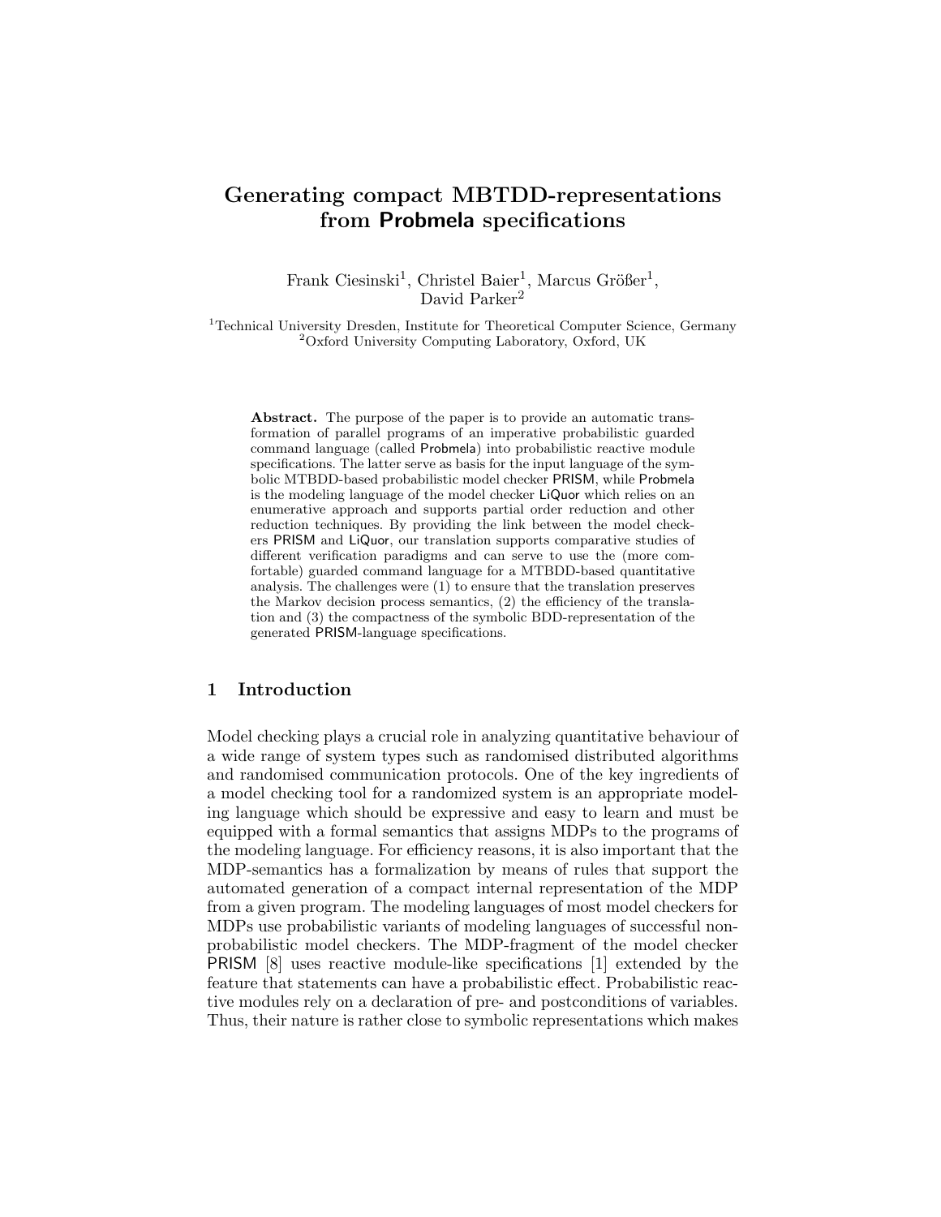# Generating compact MBTDD-representations from Probmela specifications

Frank Ciesinski[1], Christel Baier[1], Marcus Größer[1], David Parker[2]

[1]Technical University Dresden, Institute for Theoretical Computer Science, Germany
[2]Oxford University Computing Laboratory, Oxford, UK

**Abstract.** The purpose of the paper is to provide an automatic transformation of parallel programs of an imperative probabilistic guarded command language (called Probmela) into probabilistic reactive module specifications. The latter serve as basis for the input language of the symbolic MTBDD-based probabilistic model checker PRISM, while Probmela is the modeling language of the model checker LiQuor which relies on an enumerative approach and supports partial order reduction and other reduction techniques. By providing the link between the model checkers PRISM and LiQuor, our translation supports comparative studies of different verification paradigms and can serve to use the (more comfortable) guarded command language for a MTBDD-based quantitative analysis. The challenges were (1) to ensure that the translation preserves the Markov decision process semantics, (2) the efficiency of the translation and (3) the compactness of the symbolic BDD-representation of the generated PRISM-language specifications.

## 1 Introduction

Model checking plays a crucial role in analyzing quantitative behaviour of a wide range of system types such as randomised distributed algorithms and randomised communication protocols. One of the key ingredients of a model checking tool for a randomized system is an appropriate modeling language which should be expressive and easy to learn and must be equipped with a formal semantics that assigns MDPs to the programs of the modeling language. For efficiency reasons, it is also important that the MDP-semantics has a formalization by means of rules that support the automated generation of a compact internal representation of the MDP from a given program. The modeling languages of most model checkers for MDPs use probabilistic variants of modeling languages of successful non-probabilistic model checkers. The MDP-fragment of the model checker PRISM [8] uses reactive module-like specifications [1] extended by the feature that statements can have a probabilistic effect. Probabilistic reactive modules rely on a declaration of pre- and postconditions of variables. Thus, their nature is rather close to symbolic representations which makes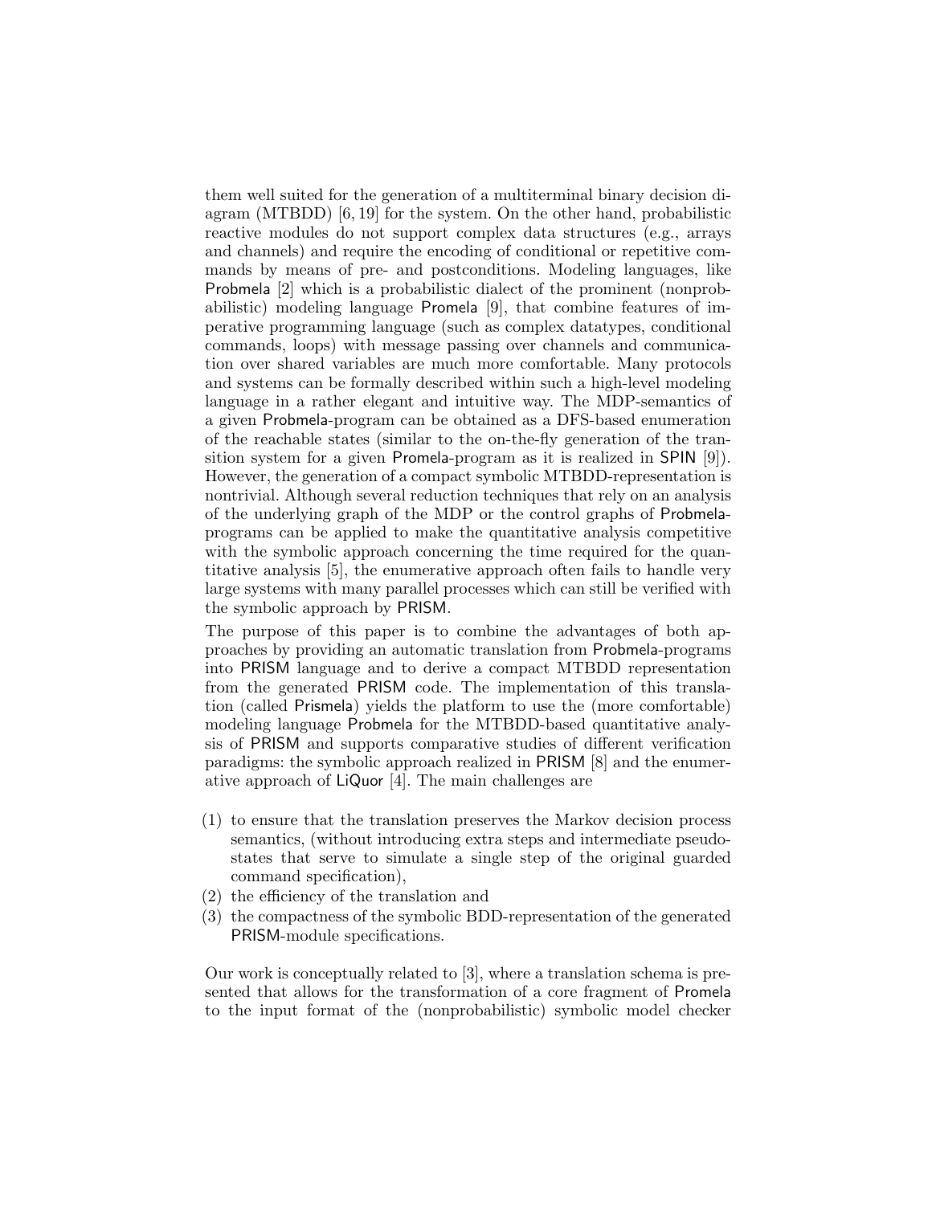them well suited for the generation of a multiterminal binary decision diagram (MTBDD) [6, 19] for the system. On the other hand, probabilistic reactive modules do not support complex data structures (e.g., arrays and channels) and require the encoding of conditional or repetitive commands by means of pre- and postconditions. Modeling languages, like Probmela [2] which is a probabilistic dialect of the prominent (nonprobabilistic) modeling language Promela [9], that combine features of imperative programming language (such as complex datatypes, conditional commands, loops) with message passing over channels and communication over shared variables are much more comfortable. Many protocols and systems can be formally described within such a high-level modeling language in a rather elegant and intuitive way. The MDP-semantics of a given Probmela-program can be obtained as a DFS-based enumeration of the reachable states (similar to the on-the-fly generation of the transition system for a given Promela-program as it is realized in SPIN [9]). However, the generation of a compact symbolic MTBDD-representation is nontrivial. Although several reduction techniques that rely on an analysis of the underlying graph of the MDP or the control graphs of Probmela-programs can be applied to make the quantitative analysis competitive with the symbolic approach concerning the time required for the quantitative analysis [5], the enumerative approach often fails to handle very large systems with many parallel processes which can still be verified with the symbolic approach by PRISM.

The purpose of this paper is to combine the advantages of both approaches by providing an automatic translation from Probmela-programs into PRISM language and to derive a compact MTBDD representation from the generated PRISM code. The implementation of this translation (called Prismela) yields the platform to use the (more comfortable) modeling language Probmela for the MTBDD-based quantitative analysis of PRISM and supports comparative studies of different verification paradigms: the symbolic approach realized in PRISM [8] and the enumerative approach of LiQuor [4]. The main challenges are

(1) to ensure that the translation preserves the Markov decision process semantics, (without introducing extra steps and intermediate pseudo-states that serve to simulate a single step of the original guarded command specification),
(2) the efficiency of the translation and
(3) the compactness of the symbolic BDD-representation of the generated PRISM-module specifications.

Our work is conceptually related to [3], where a translation schema is presented that allows for the transformation of a core fragment of Promela to the input format of the (nonprobabilistic) symbolic model checker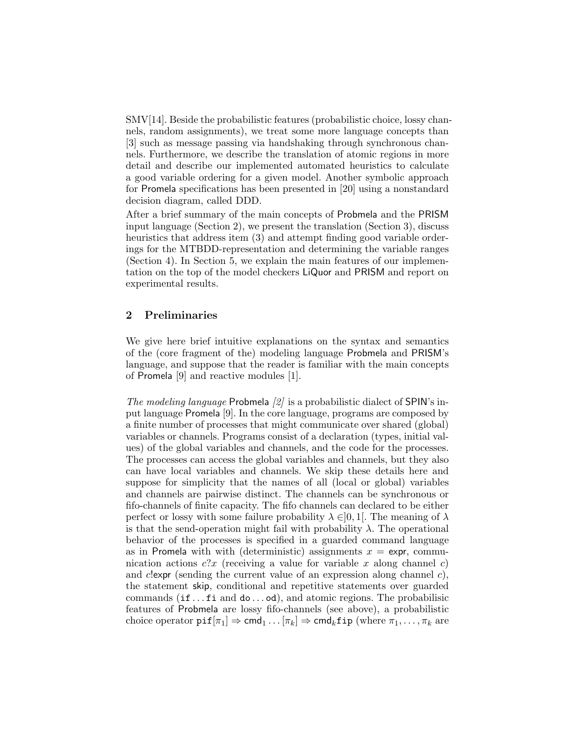SMV[14]. Beside the probabilistic features (probabilistic choice, lossy channels, random assignments), we treat some more language concepts than [3] such as message passing via handshaking through synchronous channels. Furthermore, we describe the translation of atomic regions in more detail and describe our implemented automated heuristics to calculate a good variable ordering for a given model. Another symbolic approach for Promela specifications has been presented in [20] using a nonstandard decision diagram, called DDD.

After a brief summary of the main concepts of Probmela and the PRISM input language (Section 2), we present the translation (Section 3), discuss heuristics that address item (3) and attempt finding good variable orderings for the MTBDD-representation and determining the variable ranges (Section 4). In Section 5, we explain the main features of our implementation on the top of the model checkers LiQuor and PRISM and report on experimental results.

## 2 Preliminaries

We give here brief intuitive explanations on the syntax and semantics of the (core fragment of the) modeling language Probmela and PRISM's language, and suppose that the reader is familiar with the main concepts of Promela [9] and reactive modules [1].

*The modeling language* Probmela *[2]* is a probabilistic dialect of SPIN's input language Promela [9]. In the core language, programs are composed by a finite number of processes that might communicate over shared (global) variables or channels. Programs consist of a declaration (types, initial values) of the global variables and channels, and the code for the processes. The processes can access the global variables and channels, but they also can have local variables and channels. We skip these details here and suppose for simplicity that the names of all (local or global) variables and channels are pairwise distinct. The channels can be synchronous or fifo-channels of finite capacity. The fifo channels can declared to be either perfect or lossy with some failure probability $\lambda \in ]0,1[$. The meaning of $\lambda$ is that the send-operation might fail with probability $\lambda$. The operational behavior of the processes is specified in a guarded command language as in Promela with with (deterministic) assignments $x = \mathsf{expr}$, communication actions $c?x$ (receiving a value for variable $x$ along channel $c$) and $c!\mathsf{expr}$ (sending the current value of an expression along channel $c$), the statement skip, conditional and repetitive statements over guarded commands (`if ... fi` and `do ... od`), and atomic regions. The probabilisic features of Probmela are lossy fifo-channels (see above), a probabilistic choice operator $\mathtt{pif}[\pi_1] \Rightarrow \mathsf{cmd}_1 \ldots [\pi_k] \Rightarrow \mathsf{cmd}_k \mathtt{fip}$ (where $\pi_1, \ldots, \pi_k$ are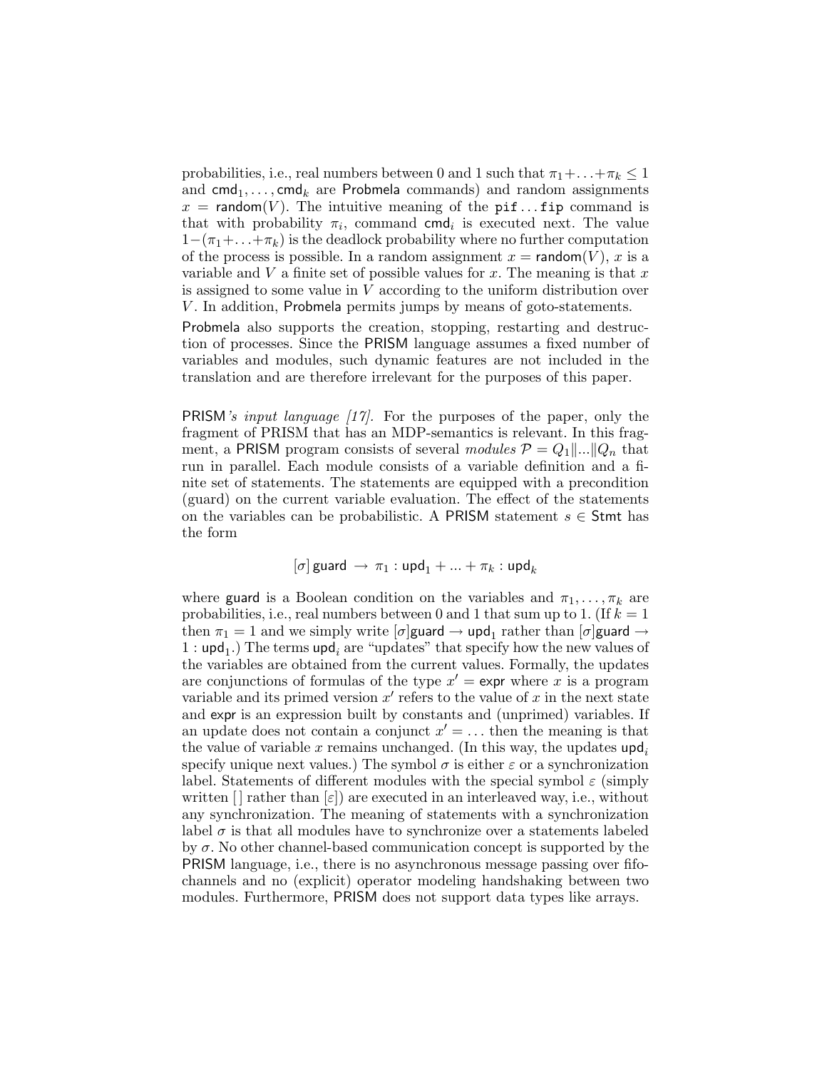probabilities, i.e., real numbers between 0 and 1 such that $\pi_1 + \ldots + \pi_k \leq 1$ and $\mathsf{cmd}_1, \ldots, \mathsf{cmd}_k$ are Probmela commands) and random assignments $x = \mathsf{random}(V)$. The intuitive meaning of the `pif...fip` command is that with probability $\pi_i$, command $\mathsf{cmd}_i$ is executed next. The value $1-(\pi_1 + \ldots + \pi_k)$ is the deadlock probability where no further computation of the process is possible. In a random assignment $x = \mathsf{random}(V)$, $x$ is a variable and $V$ a finite set of possible values for $x$. The meaning is that $x$ is assigned to some value in $V$ according to the uniform distribution over $V$. In addition, Probmela permits jumps by means of goto-statements.

Probmela also supports the creation, stopping, restarting and destruction of processes. Since the PRISM language assumes a fixed number of variables and modules, such dynamic features are not included in the translation and are therefore irrelevant for the purposes of this paper.

PRISM*'s input language [17].* For the purposes of the paper, only the fragment of PRISM that has an MDP-semantics is relevant. In this fragment, a PRISM program consists of several *modules* $\mathcal{P} = Q_1 \| ... \| Q_n$ that run in parallel. Each module consists of a variable definition and a finite set of statements. The statements are equipped with a precondition (guard) on the current variable evaluation. The effect of the statements on the variables can be probabilistic. A PRISM statement $s \in \mathsf{Stmt}$ has the form

$$[\sigma]\,\mathsf{guard} \;\rightarrow\; \pi_1 : \mathsf{upd}_1 + ... + \pi_k : \mathsf{upd}_k$$

where guard is a Boolean condition on the variables and $\pi_1, \ldots, \pi_k$ are probabilities, i.e., real numbers between 0 and 1 that sum up to 1. (If $k = 1$ then $\pi_1 = 1$ and we simply write $[\sigma]\mathsf{guard} \rightarrow \mathsf{upd}_1$ rather than $[\sigma]\mathsf{guard} \rightarrow 1 : \mathsf{upd}_1$.) The terms $\mathsf{upd}_i$ are "updates" that specify how the new values of the variables are obtained from the current values. Formally, the updates are conjunctions of formulas of the type $x' = \mathsf{expr}$ where $x$ is a program variable and its primed version $x'$ refers to the value of $x$ in the next state and expr is an expression built by constants and (unprimed) variables. If an update does not contain a conjunct $x' = \ldots$ then the meaning is that the value of variable $x$ remains unchanged. (In this way, the updates $\mathsf{upd}_i$ specify unique next values.) The symbol $\sigma$ is either $\varepsilon$ or a synchronization label. Statements of different modules with the special symbol $\varepsilon$ (simply written $[\,]$ rather than $[\varepsilon]$) are executed in an interleaved way, i.e., without any synchronization. The meaning of statements with a synchronization label $\sigma$ is that all modules have to synchronize over a statements labeled by $\sigma$. No other channel-based communication concept is supported by the PRISM language, i.e., there is no asynchronous message passing over fifo-channels and no (explicit) operator modeling handshaking between two modules. Furthermore, PRISM does not support data types like arrays.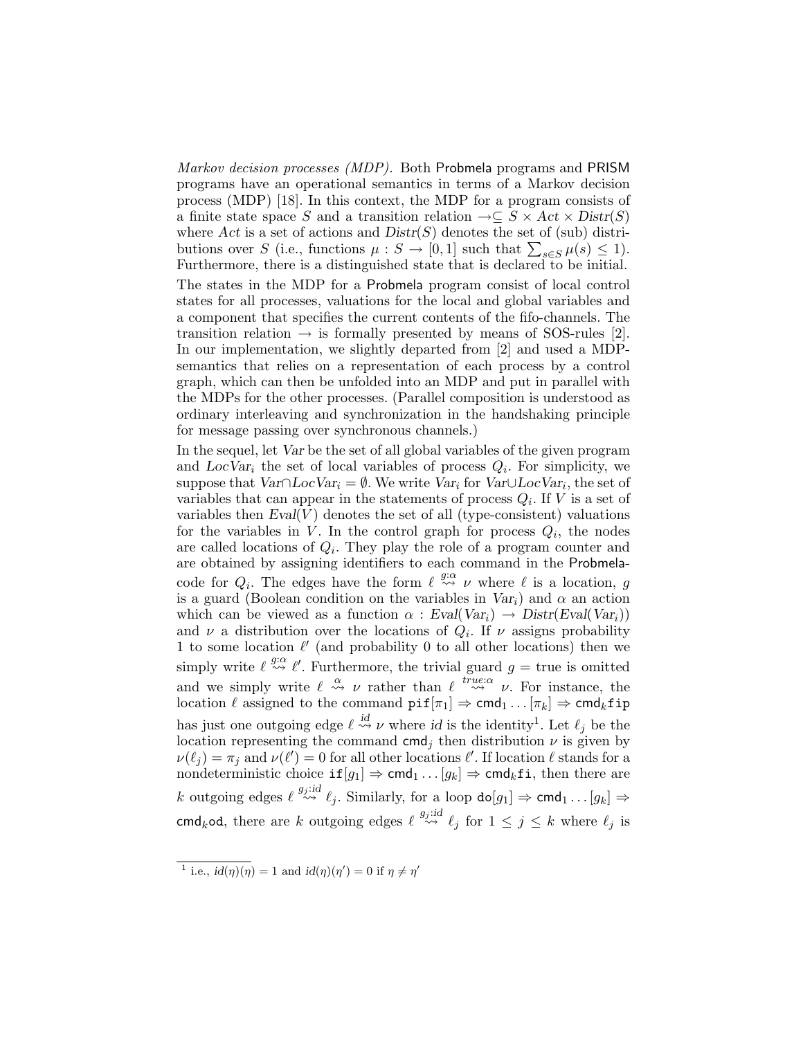*Markov decision processes (MDP).* Both Probmela programs and PRISM programs have an operational semantics in terms of a Markov decision process (MDP) [18]. In this context, the MDP for a program consists of a finite state space $S$ and a transition relation $\rightarrow \subseteq S \times Act \times Distr(S)$ where $Act$ is a set of actions and $Distr(S)$ denotes the set of (sub) distributions over $S$ (i.e., functions $\mu : S \rightarrow [0,1]$ such that $\sum_{s \in S} \mu(s) \leq 1$). Furthermore, there is a distinguished state that is declared to be initial.

The states in the MDP for a Probmela program consist of local control states for all processes, valuations for the local and global variables and a component that specifies the current contents of the fifo-channels. The transition relation $\rightarrow$ is formally presented by means of SOS-rules [2]. In our implementation, we slightly departed from [2] and used a MDP-semantics that relies on a representation of each process by a control graph, which can then be unfolded into an MDP and put in parallel with the MDPs for the other processes. (Parallel composition is understood as ordinary interleaving and synchronization in the handshaking principle for message passing over synchronous channels.)

In the sequel, let $Var$ be the set of all global variables of the given program and $LocVar_i$ the set of local variables of process $Q_i$. For simplicity, we suppose that $Var \cap LocVar_i = \emptyset$. We write $Var_i$ for $Var \cup LocVar_i$, the set of variables that can appear in the statements of process $Q_i$. If $V$ is a set of variables then $Eval(V)$ denotes the set of all (type-consistent) valuations for the variables in $V$. In the control graph for process $Q_i$, the nodes are called locations of $Q_i$. They play the role of a program counter and are obtained by assigning identifiers to each command in the Probmela-code for $Q_i$. The edges have the form $\ell \overset{g:\alpha}{\rightsquigarrow} \nu$ where $\ell$ is a location, $g$ is a guard (Boolean condition on the variables in $Var_i$) and $\alpha$ an action which can be viewed as a function $\alpha : Eval(Var_i) \rightarrow Distr(Eval(Var_i))$ and $\nu$ a distribution over the locations of $Q_i$. If $\nu$ assigns probability 1 to some location $\ell'$ (and probability 0 to all other locations) then we simply write $\ell \overset{g:\alpha}{\rightsquigarrow} \ell'$. Furthermore, the trivial guard $g = \text{true}$ is omitted and we simply write $\ell \overset{\alpha}{\rightsquigarrow} \nu$ rather than $\ell \overset{true:\alpha}{\rightsquigarrow} \nu$. For instance, the location $\ell$ assigned to the command $\texttt{pif}[\pi_1] \Rightarrow \mathsf{cmd}_1 \ldots [\pi_k] \Rightarrow \mathsf{cmd}_k\texttt{fip}$ has just one outgoing edge $\ell \overset{id}{\rightsquigarrow} \nu$ where $id$ is the identity[1]. Let $\ell_j$ be the location representing the command $\mathsf{cmd}_j$ then distribution $\nu$ is given by $\nu(\ell_j) = \pi_j$ and $\nu(\ell') = 0$ for all other locations $\ell'$. If location $\ell$ stands for a nondeterministic choice $\texttt{if}[g_1] \Rightarrow \mathsf{cmd}_1 \ldots [g_k] \Rightarrow \mathsf{cmd}_k\texttt{fi}$, then there are $k$ outgoing edges $\ell \overset{g_j:id}{\rightsquigarrow} \ell_j$. Similarly, for a loop $\texttt{do}[g_1] \Rightarrow \mathsf{cmd}_1 \ldots [g_k] \Rightarrow \mathsf{cmd}_k\texttt{od}$, there are $k$ outgoing edges $\ell \overset{g_j:id}{\rightsquigarrow} \ell_j$ for $1 \leq j \leq k$ where $\ell_j$ is

[1] i.e., $id(\eta)(\eta) = 1$ and $id(\eta)(\eta') = 0$ if $\eta \neq \eta'$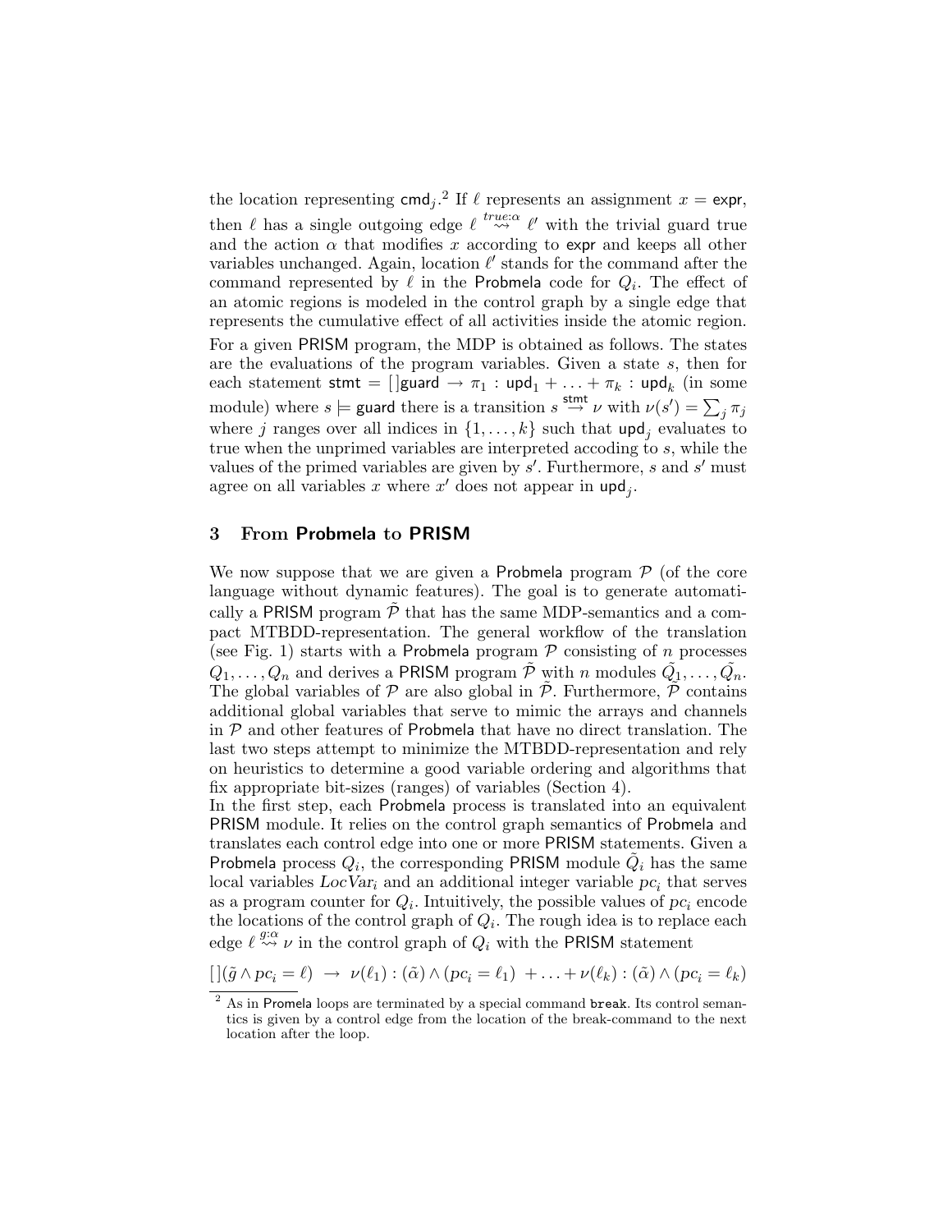the location representing $\mathsf{cmd}_j$.[2] If $\ell$ represents an assignment $x = \mathsf{expr}$, then $\ell$ has a single outgoing edge $\ell \overset{true:\alpha}{\rightsquigarrow} \ell'$ with the trivial guard true and the action $\alpha$ that modifies $x$ according to $\mathsf{expr}$ and keeps all other variables unchanged. Again, location $\ell'$ stands for the command after the command represented by $\ell$ in the Probmela code for $Q_i$. The effect of an atomic regions is modeled in the control graph by a single edge that represents the cumulative effect of all activities inside the atomic region.

For a given PRISM program, the MDP is obtained as follows. The states are the evaluations of the program variables. Given a state $s$, then for each statement $\mathsf{stmt} = [\,]\mathsf{guard} \to \pi_1 : \mathsf{upd}_1 + \ldots + \pi_k : \mathsf{upd}_k$ (in some module) where $s \models \mathsf{guard}$ there is a transition $s \overset{\mathsf{stmt}}{\to} \nu$ with $\nu(s') = \sum_j \pi_j$ where $j$ ranges over all indices in $\{1, \ldots, k\}$ such that $\mathsf{upd}_j$ evaluates to true when the unprimed variables are interpreted accoding to $s$, while the values of the primed variables are given by $s'$. Furthermore, $s$ and $s'$ must agree on all variables $x$ where $x'$ does not appear in $\mathsf{upd}_j$.

## 3 From Probmela to PRISM

We now suppose that we are given a Probmela program $\mathcal{P}$ (of the core language without dynamic features). The goal is to generate automatically a PRISM program $\tilde{\mathcal{P}}$ that has the same MDP-semantics and a compact MTBDD-representation. The general workflow of the translation (see Fig. 1) starts with a Probmela program $\mathcal{P}$ consisting of $n$ processes $Q_1, \ldots, Q_n$ and derives a PRISM program $\tilde{\mathcal{P}}$ with $n$ modules $\tilde{Q}_1, \ldots, \tilde{Q}_n$. The global variables of $\mathcal{P}$ are also global in $\tilde{\mathcal{P}}$. Furthermore, $\tilde{\mathcal{P}}$ contains additional global variables that serve to mimic the arrays and channels in $\mathcal{P}$ and other features of Probmela that have no direct translation. The last two steps attempt to minimize the MTBDD-representation and rely on heuristics to determine a good variable ordering and algorithms that fix appropriate bit-sizes (ranges) of variables (Section 4).

In the first step, each Probmela process is translated into an equivalent PRISM module. It relies on the control graph semantics of Probmela and translates each control edge into one or more PRISM statements. Given a Probmela process $Q_i$, the corresponding PRISM module $\tilde{Q}_i$ has the same local variables $LocVar_i$ and an additional integer variable $pc_i$ that serves as a program counter for $Q_i$. Intuitively, the possible values of $pc_i$ encode the locations of the control graph of $Q_i$. The rough idea is to replace each edge $\ell \overset{g:\alpha}{\rightsquigarrow} \nu$ in the control graph of $Q_i$ with the PRISM statement

$$[\,](\tilde{g} \wedge pc_i = \ell) \;\to\; \nu(\ell_1) : (\tilde{\alpha}) \wedge (pc_i = \ell_1) \;+ \ldots + \nu(\ell_k) : (\tilde{\alpha}) \wedge (pc_i = \ell_k)$$

[2] As in Promela loops are terminated by a special command `break`. Its control semantics is given by a control edge from the location of the break-command to the next location after the loop.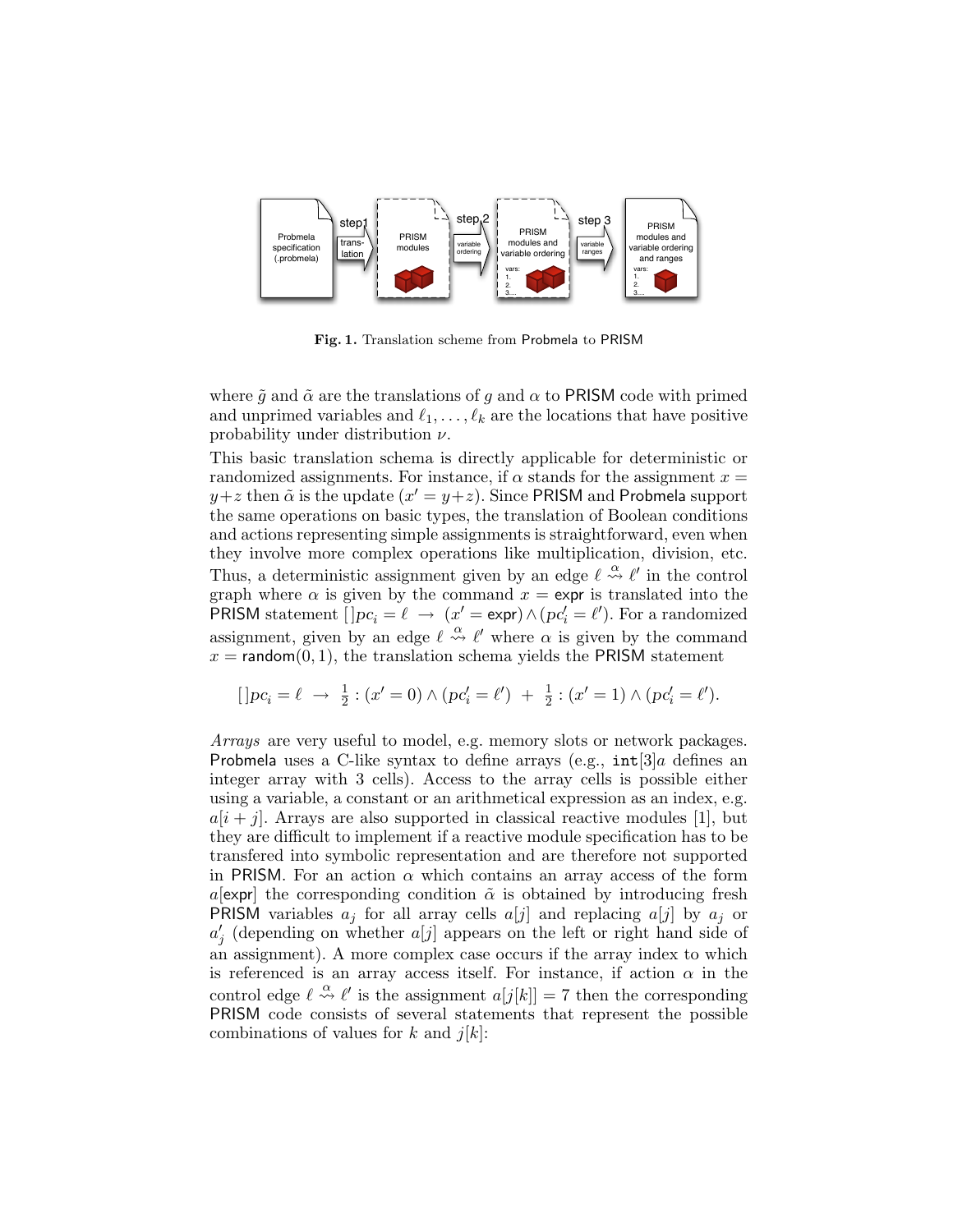**Fig. 1.** Translation scheme from Probmela to PRISM

where $\tilde{g}$ and $\tilde{\alpha}$ are the translations of $g$ and $\alpha$ to PRISM code with primed and unprimed variables and $\ell_1, \ldots, \ell_k$ are the locations that have positive probability under distribution $\nu$.

This basic translation schema is directly applicable for deterministic or randomized assignments. For instance, if $\alpha$ stands for the assignment $x = y+z$ then $\tilde{\alpha}$ is the update $(x' = y+z)$. Since PRISM and Probmela support the same operations on basic types, the translation of Boolean conditions and actions representing simple assignments is straightforward, even when they involve more complex operations like multiplication, division, etc. Thus, a deterministic assignment given by an edge $\ell \overset{\alpha}{\rightsquigarrow} \ell'$ in the control graph where $\alpha$ is given by the command $x = \mathsf{expr}$ is translated into the PRISM statement $[\,]pc_i = \ell \;\rightarrow\; (x' = \mathsf{expr}) \wedge (pc_i' = \ell')$. For a randomized assignment, given by an edge $\ell \overset{\alpha}{\rightsquigarrow} \ell'$ where $\alpha$ is given by the command $x = \mathsf{random}(0,1)$, the translation schema yields the PRISM statement

$$[\,]pc_i = \ell \;\rightarrow\; \tfrac{1}{2} : (x' = 0) \wedge (pc_i' = \ell') \;+\; \tfrac{1}{2} : (x' = 1) \wedge (pc_i' = \ell').$$

*Arrays* are very useful to model, e.g. memory slots or network packages. Probmela uses a C-like syntax to define arrays (e.g., $\mathtt{int}[3]a$ defines an integer array with 3 cells). Access to the array cells is possible either using a variable, a constant or an arithmetical expression as an index, e.g. $a[i+j]$. Arrays are also supported in classical reactive modules [1], but they are difficult to implement if a reactive module specification has to be transfered into symbolic representation and are therefore not supported in PRISM. For an action $\alpha$ which contains an array access of the form $a[\mathsf{expr}]$ the corresponding condition $\tilde{\alpha}$ is obtained by introducing fresh PRISM variables $a_j$ for all array cells $a[j]$ and replacing $a[j]$ by $a_j$ or $a_j'$ (depending on whether $a[j]$ appears on the left or right hand side of an assignment). A more complex case occurs if the array index to which is referenced is an array access itself. For instance, if action $\alpha$ in the control edge $\ell \overset{\alpha}{\rightsquigarrow} \ell'$ is the assignment $a[j[k]] = 7$ then the corresponding PRISM code consists of several statements that represent the possible combinations of values for $k$ and $j[k]$: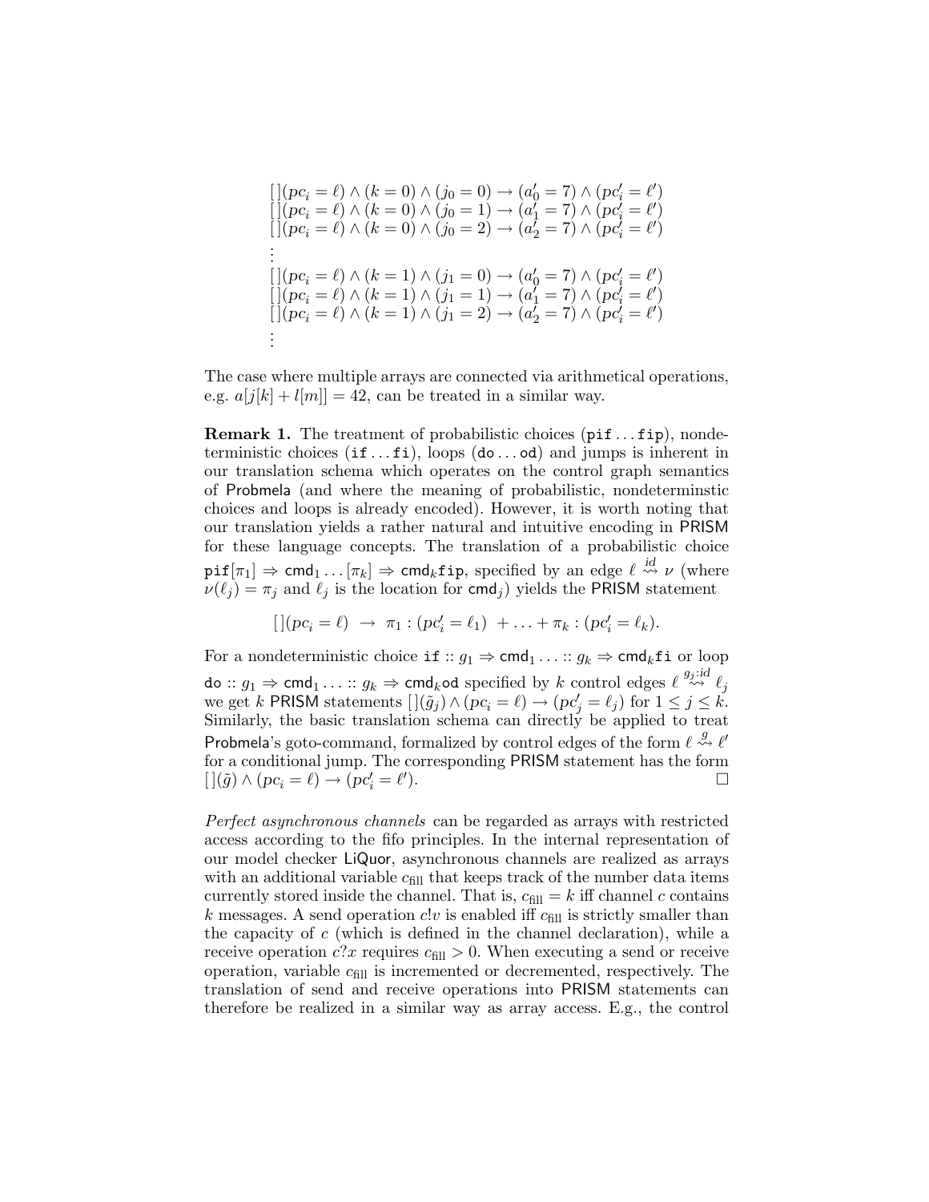$$
\begin{array}{l}
[\,](pc_i = \ell) \wedge (k = 0) \wedge (j_0 = 0) \rightarrow (a'_0 = 7) \wedge (pc'_i = \ell') \\
[\,](pc_i = \ell) \wedge (k = 0) \wedge (j_0 = 1) \rightarrow (a'_1 = 7) \wedge (pc'_i = \ell') \\
[\,](pc_i = \ell) \wedge (k = 0) \wedge (j_0 = 2) \rightarrow (a'_2 = 7) \wedge (pc'_i = \ell') \\
\vdots \\
[\,](pc_i = \ell) \wedge (k = 1) \wedge (j_1 = 0) \rightarrow (a'_0 = 7) \wedge (pc'_i = \ell') \\
[\,](pc_i = \ell) \wedge (k = 1) \wedge (j_1 = 1) \rightarrow (a'_1 = 7) \wedge (pc'_i = \ell') \\
[\,](pc_i = \ell) \wedge (k = 1) \wedge (j_1 = 2) \rightarrow (a'_2 = 7) \wedge (pc'_i = \ell') \\
\vdots
\end{array}
$$

The case where multiple arrays are connected via arithmetical operations, e.g. $a[j[k] + l[m]] = 42$, can be treated in a similar way.

**Remark 1.** The treatment of probabilistic choices (`pif`...`fip`), nondeterministic choices (`if`...`fi`), loops (`do`...`od`) and jumps is inherent in our translation schema which operates on the control graph semantics of Probmela (and where the meaning of probabilistic, nondeterminstic choices and loops is already encoded). However, it is worth noting that our translation yields a rather natural and intuitive encoding in PRISM for these language concepts. The translation of a probabilistic choice $\texttt{pif}[\pi_1] \Rightarrow \mathsf{cmd}_1 \ldots [\pi_k] \Rightarrow \mathsf{cmd}_k\texttt{fip}$, specified by an edge $\ell \overset{id}{\rightsquigarrow} \nu$ (where $\nu(\ell_j) = \pi_j$ and $\ell_j$ is the location for $\mathsf{cmd}_j$) yields the PRISM statement

$$[\,](pc_i = \ell) \;\rightarrow\; \pi_1 : (pc'_i = \ell_1) \;+ \ldots + \pi_k : (pc'_i = \ell_k).$$

For a nondeterministic choice $\texttt{if} :: g_1 \Rightarrow \mathsf{cmd}_1 \ldots :: g_k \Rightarrow \mathsf{cmd}_k\texttt{fi}$ or loop $\texttt{do} :: g_1 \Rightarrow \mathsf{cmd}_1 \ldots :: g_k \Rightarrow \mathsf{cmd}_k\texttt{od}$ specified by $k$ control edges $\ell \overset{g_j:id}{\rightsquigarrow} \ell_j$ we get $k$ PRISM statements $[\,](\tilde{g}_j) \wedge (pc_i = \ell) \rightarrow (pc'_j = \ell_j)$ for $1 \leq j \leq k$. Similarly, the basic translation schema can directly be applied to treat Probmela's goto-command, formalized by control edges of the form $\ell \overset{g}{\rightsquigarrow} \ell'$ for a conditional jump. The corresponding PRISM statement has the form $[\,](\tilde{g}) \wedge (pc_i = \ell) \rightarrow (pc'_i = \ell')$. □

*Perfect asynchronous channels* can be regarded as arrays with restricted access according to the fifo principles. In the internal representation of our model checker LiQuor, asynchronous channels are realized as arrays with an additional variable $c_{\text{fill}}$ that keeps track of the number data items currently stored inside the channel. That is, $c_{\text{fill}} = k$ iff channel $c$ contains $k$ messages. A send operation $c!v$ is enabled iff $c_{\text{fill}}$ is strictly smaller than the capacity of $c$ (which is defined in the channel declaration), while a receive operation $c?x$ requires $c_{\text{fill}} > 0$. When executing a send or receive operation, variable $c_{\text{fill}}$ is incremented or decremented, respectively. The translation of send and receive operations into PRISM statements can therefore be realized in a similar way as array access. E.g., the control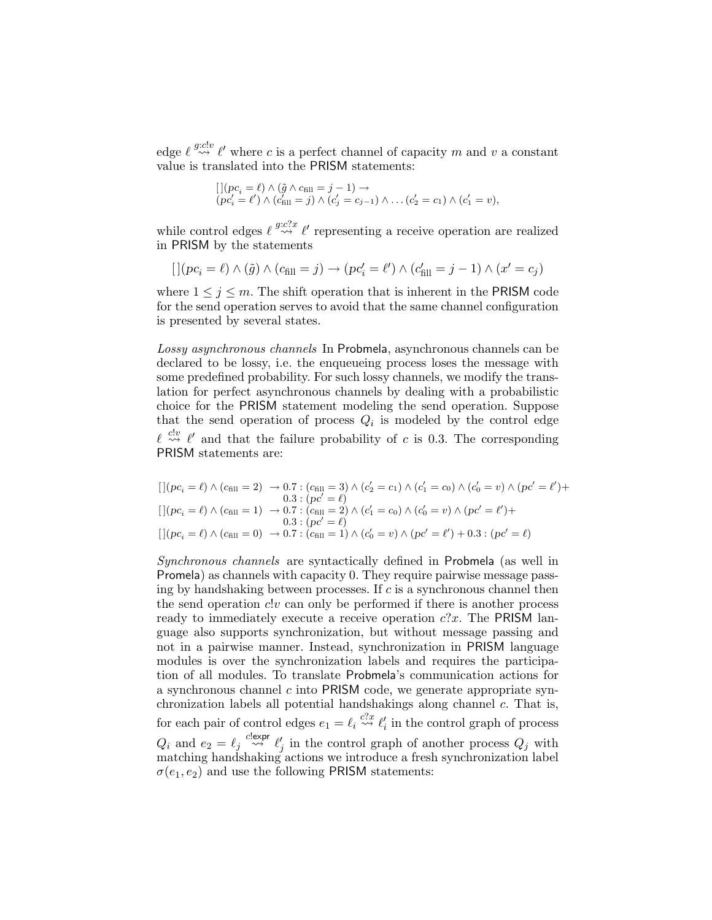edge $\ell \overset{g:c!v}{\rightsquigarrow} \ell'$ where $c$ is a perfect channel of capacity $m$ and $v$ a constant value is translated into the PRISM statements:

$$
\begin{array}{l}
[\,](pc_i = \ell) \wedge (\tilde{g} \wedge c_{\text{fill}} = j-1) \rightarrow \\
(pc_i' = \ell') \wedge (c_{\text{fill}}' = j) \wedge (c_j' = c_{j-1}) \wedge \ldots (c_2' = c_1) \wedge (c_1' = v),
\end{array}
$$

while control edges $\ell \overset{g:c?x}{\rightsquigarrow} \ell'$ representing a receive operation are realized in PRISM by the statements

$$
[\,](pc_i = \ell) \wedge (\tilde{g}) \wedge (c_{\text{fill}} = j) \rightarrow (pc_i' = \ell') \wedge (c_{\text{fill}}' = j-1) \wedge (x' = c_j)
$$

where $1 \leq j \leq m$. The shift operation that is inherent in the PRISM code for the send operation serves to avoid that the same channel configuration is presented by several states.

*Lossy asynchronous channels* In Probmela, asynchronous channels can be declared to be lossy, i.e. the enqueueing process loses the message with some predefined probability. For such lossy channels, we modify the translation for perfect asynchronous channels by dealing with a probabilistic choice for the PRISM statement modeling the send operation. Suppose that the send operation of process $Q_i$ is modeled by the control edge $\ell \overset{c!v}{\rightsquigarrow} \ell'$ and that the failure probability of $c$ is 0.3. The corresponding PRISM statements are:

$$
\begin{array}{ll}
[\,](pc_i = \ell) \wedge (c_{\text{fill}} = 2) & \rightarrow 0.7 : (c_{\text{fill}} = 3) \wedge (c_2' = c_1) \wedge (c_1' = c_0) \wedge (c_0' = v) \wedge (pc' = \ell') + \\
& \phantom{\rightarrow} 0.3 : (pc' = \ell) \\
[\,](pc_i = \ell) \wedge (c_{\text{fill}} = 1) & \rightarrow 0.7 : (c_{\text{fill}} = 2) \wedge (c_1' = c_0) \wedge (c_0' = v) \wedge (pc' = \ell') + \\
& \phantom{\rightarrow} 0.3 : (pc' = \ell) \\
[\,](pc_i = \ell) \wedge (c_{\text{fill}} = 0) & \rightarrow 0.7 : (c_{\text{fill}} = 1) \wedge (c_0' = v) \wedge (pc' = \ell') + 0.3 : (pc' = \ell)
\end{array}
$$

*Synchronous channels* are syntactically defined in Probmela (as well in Promela) as channels with capacity 0. They require pairwise message passing by handshaking between processes. If $c$ is a synchronous channel then the send operation $c!v$ can only be performed if there is another process ready to immediately execute a receive operation $c?x$. The PRISM language also supports synchronization, but without message passing and not in a pairwise manner. Instead, synchronization in PRISM language modules is over the synchronization labels and requires the participation of all modules. To translate Probmela's communication actions for a synchronous channel $c$ into PRISM code, we generate appropriate synchronization labels all potential handshakings along channel $c$. That is, for each pair of control edges $e_1 = \ell_i \overset{c?x}{\rightsquigarrow} \ell_i'$ in the control graph of process $Q_i$ and $e_2 = \ell_j \overset{c!\mathsf{expr}}{\rightsquigarrow} \ell_j'$ in the control graph of another process $Q_j$ with matching handshaking actions we introduce a fresh synchronization label $\sigma(e_1, e_2)$ and use the following PRISM statements: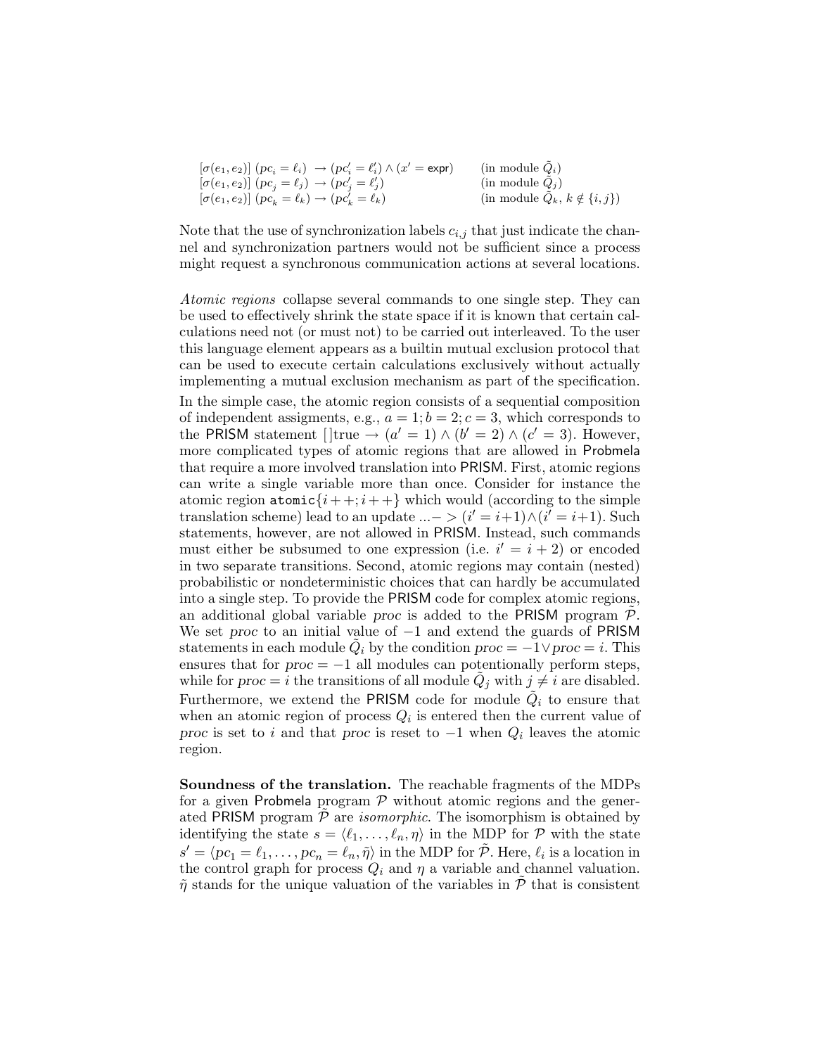$$
\begin{array}{lll}
[\sigma(e_1, e_2)]\ (pc_i = \ell_i) \ \rightarrow (pc_i' = \ell_i') \wedge (x' = \mathsf{expr}) & & \text{(in module } \tilde{Q}_i) \\
[\sigma(e_1, e_2)]\ (pc_j = \ell_j) \ \rightarrow (pc_j' = \ell_j') & & \text{(in module } \tilde{Q}_j) \\
[\sigma(e_1, e_2)]\ (pc_k = \ell_k) \rightarrow (pc_k' = \ell_k) & & \text{(in module } \tilde{Q}_k,\ k \notin \{i, j\})
\end{array}
$$

Note that the use of synchronization labels $c_{i,j}$ that just indicate the channel and synchronization partners would not be sufficient since a process might request a synchronous communication actions at several locations.

*Atomic regions* collapse several commands to one single step. They can be used to effectively shrink the state space if it is known that certain calculations need not (or must not) to be carried out interleaved. To the user this language element appears as a builtin mutual exclusion protocol that can be used to execute certain calculations exclusively without actually implementing a mutual exclusion mechanism as part of the specification. In the simple case, the atomic region consists of a sequential composition of independent assigments, e.g., $a = 1; b = 2; c = 3$, which corresponds to the PRISM statement $[\,]\text{true} \rightarrow (a' = 1) \wedge (b' = 2) \wedge (c' = 3)$. However, more complicated types of atomic regions that are allowed in Probmela that require a more involved translation into PRISM. First, atomic regions can write a single variable more than once. Consider for instance the atomic region $\texttt{atomic}\{i++; i++\}$ which would (according to the simple translation scheme) lead to an update ...$->$ $(i' = i{+}1) \wedge (i' = i{+}1)$. Such statements, however, are not allowed in PRISM. Instead, such commands must either be subsumed to one expression (i.e. $i' = i + 2$) or encoded in two separate transitions. Second, atomic regions may contain (nested) probabilistic or nondeterministic choices that can hardly be accumulated into a single step. To provide the PRISM code for complex atomic regions, an additional global variable *proc* is added to the PRISM program $\tilde{\mathcal{P}}$. We set *proc* to an initial value of $-1$ and extend the guards of PRISM statements in each module $\tilde{Q}_i$ by the condition $proc = -1 \vee proc = i$. This ensures that for $proc = -1$ all modules can potentially perform steps, while for $proc = i$ the transitions of all module $\tilde{Q}_j$ with $j \neq i$ are disabled. Furthermore, we extend the PRISM code for module $\tilde{Q}_i$ to ensure that when an atomic region of process $Q_i$ is entered then the current value of *proc* is set to $i$ and that *proc* is reset to $-1$ when $Q_i$ leaves the atomic region.

**Soundness of the translation.** The reachable fragments of the MDPs for a given Probmela program $\mathcal{P}$ without atomic regions and the generated PRISM program $\tilde{\mathcal{P}}$ are *isomorphic*. The isomorphism is obtained by identifying the state $s = \langle \ell_1, \ldots, \ell_n, \eta \rangle$ in the MDP for $\mathcal{P}$ with the state $s' = \langle pc_1 = \ell_1, \ldots, pc_n = \ell_n, \tilde{\eta} \rangle$ in the MDP for $\tilde{\mathcal{P}}$. Here, $\ell_i$ is a location in the control graph for process $Q_i$ and $\eta$ a variable and channel valuation. $\tilde{\eta}$ stands for the unique valuation of the variables in $\tilde{\mathcal{P}}$ that is consistent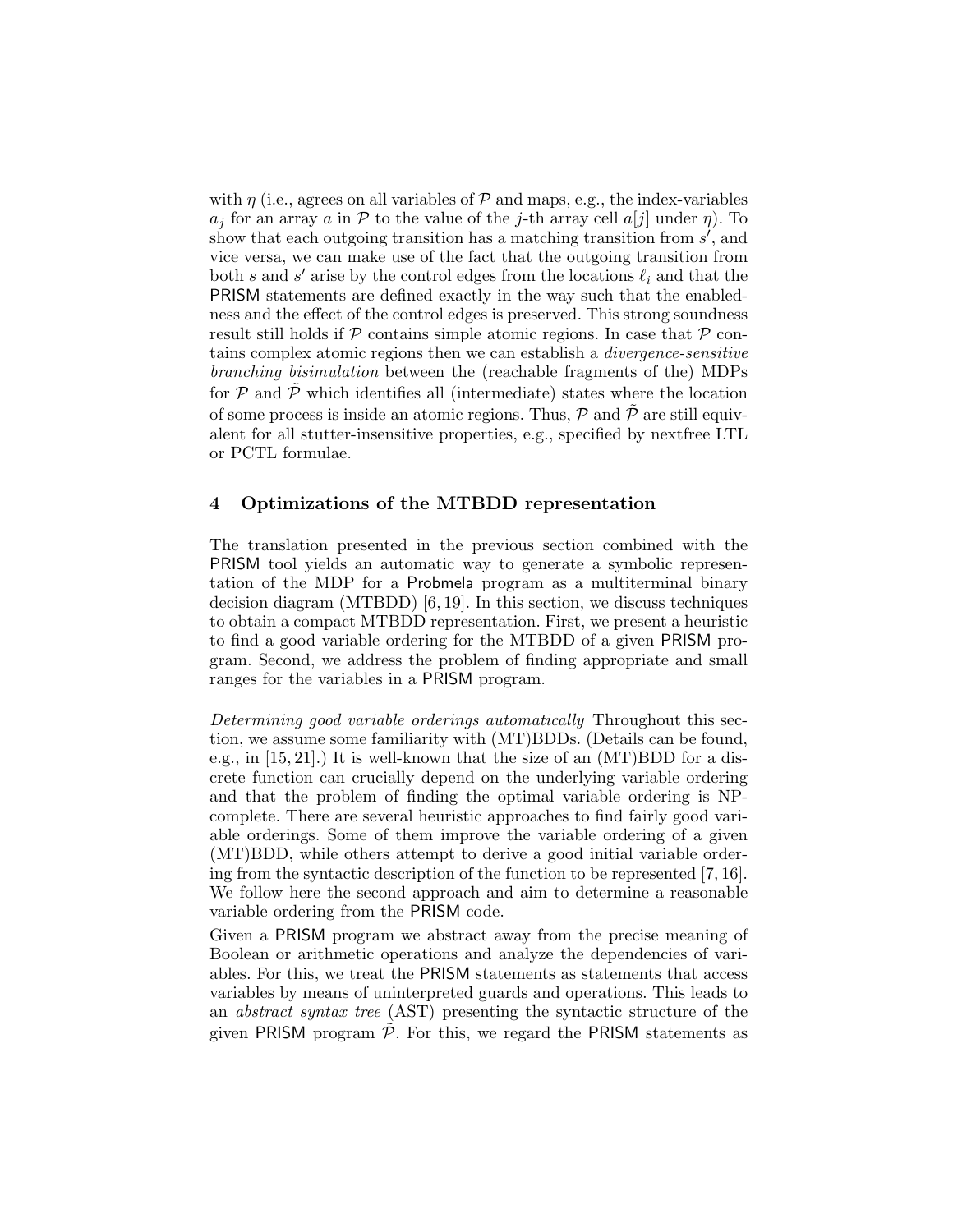with $\eta$ (i.e., agrees on all variables of $\mathcal{P}$ and maps, e.g., the index-variables $a_j$ for an array $a$ in $\mathcal{P}$ to the value of the $j$-th array cell $a[j]$ under $\eta$). To show that each outgoing transition has a matching transition from $s'$, and vice versa, we can make use of the fact that the outgoing transition from both $s$ and $s'$ arise by the control edges from the locations $\ell_i$ and that the PRISM statements are defined exactly in the way such that the enabledness and the effect of the control edges is preserved. This strong soundness result still holds if $\mathcal{P}$ contains simple atomic regions. In case that $\mathcal{P}$ contains complex atomic regions then we can establish a *divergence-sensitive branching bisimulation* between the (reachable fragments of the) MDPs for $\mathcal{P}$ and $\tilde{\mathcal{P}}$ which identifies all (intermediate) states where the location of some process is inside an atomic regions. Thus, $\mathcal{P}$ and $\tilde{\mathcal{P}}$ are still equivalent for all stutter-insensitive properties, e.g., specified by nextfree LTL or PCTL formulae.

## 4 Optimizations of the MTBDD representation

The translation presented in the previous section combined with the PRISM tool yields an automatic way to generate a symbolic representation of the MDP for a Probmela program as a multiterminal binary decision diagram (MTBDD) [6, 19]. In this section, we discuss techniques to obtain a compact MTBDD representation. First, we present a heuristic to find a good variable ordering for the MTBDD of a given PRISM program. Second, we address the problem of finding appropriate and small ranges for the variables in a PRISM program.

*Determining good variable orderings automatically* Throughout this section, we assume some familiarity with (MT)BDDs. (Details can be found, e.g., in [15, 21].) It is well-known that the size of an (MT)BDD for a discrete function can crucially depend on the underlying variable ordering and that the problem of finding the optimal variable ordering is NP-complete. There are several heuristic approaches to find fairly good variable orderings. Some of them improve the variable ordering of a given (MT)BDD, while others attempt to derive a good initial variable ordering from the syntactic description of the function to be represented [7, 16]. We follow here the second approach and aim to determine a reasonable variable ordering from the PRISM code.

Given a PRISM program we abstract away from the precise meaning of Boolean or arithmetic operations and analyze the dependencies of variables. For this, we treat the PRISM statements as statements that access variables by means of uninterpreted guards and operations. This leads to an *abstract syntax tree* (AST) presenting the syntactic structure of the given PRISM program $\tilde{\mathcal{P}}$. For this, we regard the PRISM statements as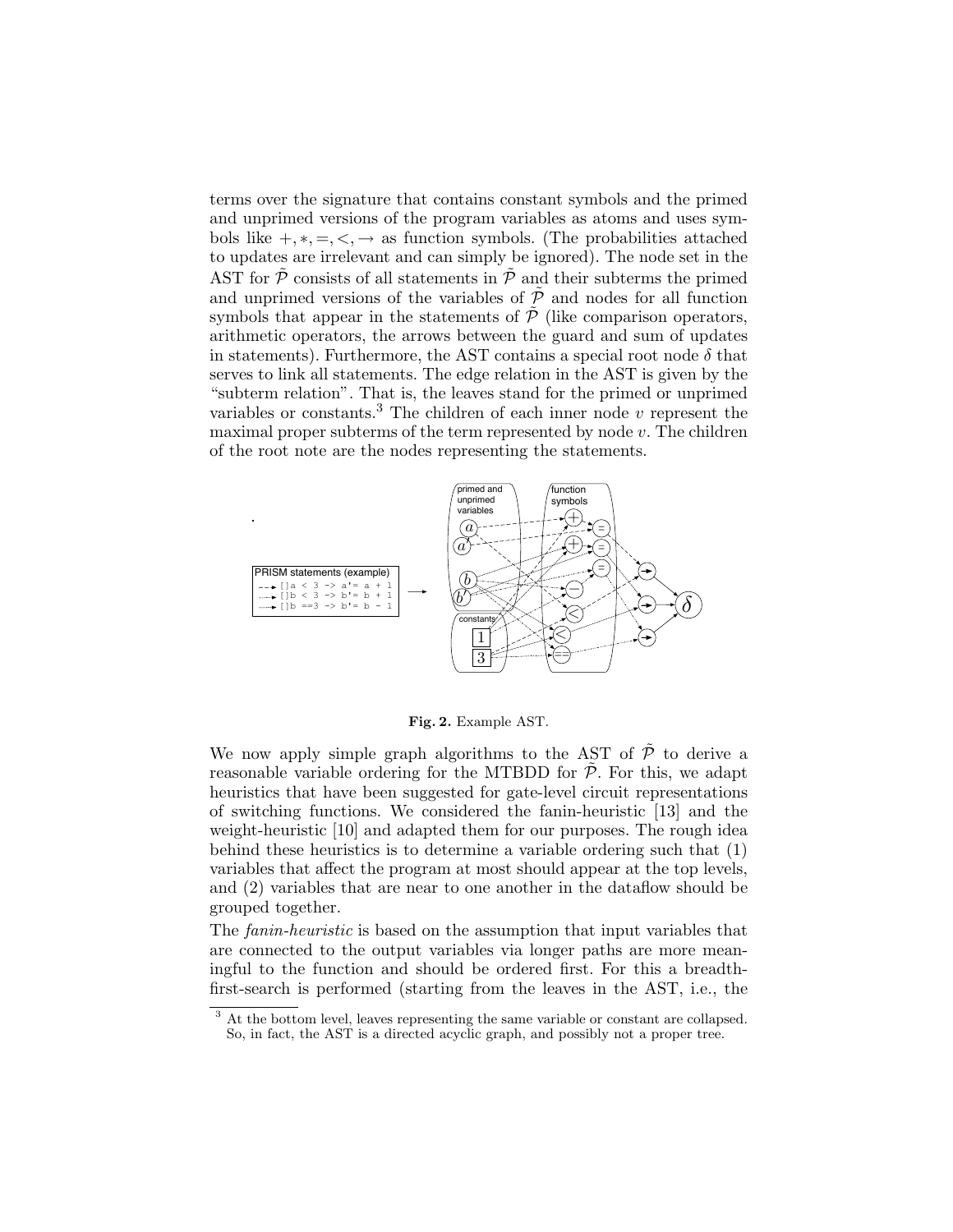terms over the signature that contains constant symbols and the primed and unprimed versions of the program variables as atoms and uses symbols like $+, *, =, <, \to$ as function symbols. (The probabilities attached to updates are irrelevant and can simply be ignored). The node set in the AST for $\tilde{\mathcal{P}}$ consists of all statements in $\tilde{\mathcal{P}}$ and their subterms the primed and unprimed versions of the variables of $\tilde{\mathcal{P}}$ and nodes for all function symbols that appear in the statements of $\tilde{\mathcal{P}}$ (like comparison operators, arithmetic operators, the arrows between the guard and sum of updates in statements). Furthermore, the AST contains a special root node $\delta$ that serves to link all statements. The edge relation in the AST is given by the "subterm relation". That is, the leaves stand for the primed or unprimed variables or constants.[3] The children of each inner node $v$ represent the maximal proper subterms of the term represented by node $v$. The children of the root note are the nodes representing the statements.

**Fig. 2.** Example AST.

We now apply simple graph algorithms to the AST of $\tilde{\mathcal{P}}$ to derive a reasonable variable ordering for the MTBDD for $\tilde{\mathcal{P}}$. For this, we adapt heuristics that have been suggested for gate-level circuit representations of switching functions. We considered the fanin-heuristic [13] and the weight-heuristic [10] and adapted them for our purposes. The rough idea behind these heuristics is to determine a variable ordering such that (1) variables that affect the program at most should appear at the top levels, and (2) variables that are near to one another in the dataflow should be grouped together.

The *fanin-heuristic* is based on the assumption that input variables that are connected to the output variables via longer paths are more meaningful to the function and should be ordered first. For this a breadth-first-search is performed (starting from the leaves in the AST, i.e., the

[3] At the bottom level, leaves representing the same variable or constant are collapsed. So, in fact, the AST is a directed acyclic graph, and possibly not a proper tree.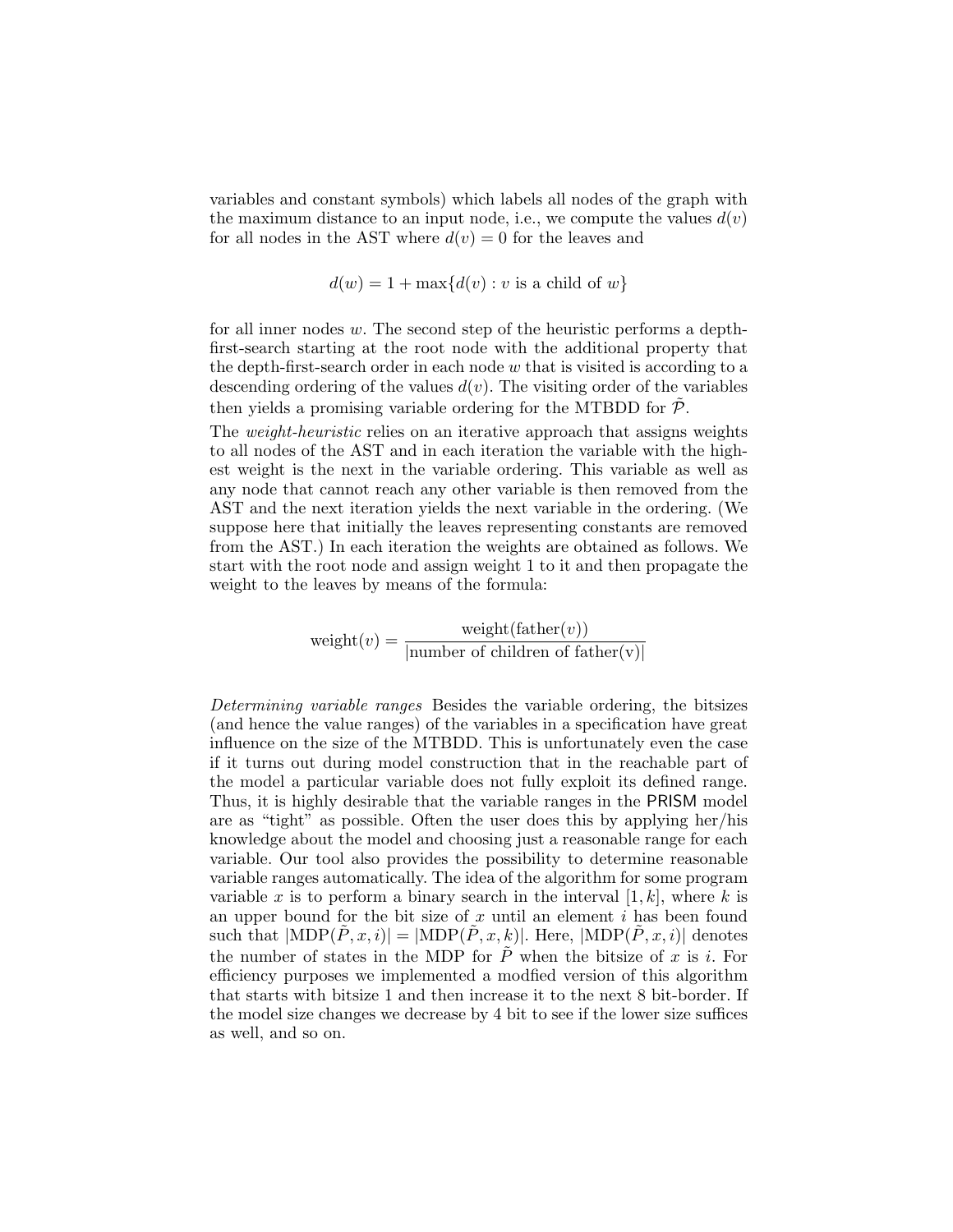variables and constant symbols) which labels all nodes of the graph with the maximum distance to an input node, i.e., we compute the values $d(v)$ for all nodes in the AST where $d(v) = 0$ for the leaves and

$$d(w) = 1 + \max\{d(v) : v \text{ is a child of } w\}$$

for all inner nodes $w$. The second step of the heuristic performs a depth-first-search starting at the root node with the additional property that the depth-first-search order in each node $w$ that is visited is according to a descending ordering of the values $d(v)$. The visiting order of the variables then yields a promising variable ordering for the MTBDD for $\tilde{\mathcal{P}}$.

The *weight-heuristic* relies on an iterative approach that assigns weights to all nodes of the AST and in each iteration the variable with the highest weight is the next in the variable ordering. This variable as well as any node that cannot reach any other variable is then removed from the AST and the next iteration yields the next variable in the ordering. (We suppose here that initially the leaves representing constants are removed from the AST.) In each iteration the weights are obtained as follows. We start with the root node and assign weight 1 to it and then propagate the weight to the leaves by means of the formula:

$$\text{weight}(v) = \frac{\text{weight}(\text{father}(v))}{|\text{number of children of father(v)}|}$$

*Determining variable ranges* Besides the variable ordering, the bitsizes (and hence the value ranges) of the variables in a specification have great influence on the size of the MTBDD. This is unfortunately even the case if it turns out during model construction that in the reachable part of the model a particular variable does not fully exploit its defined range. Thus, it is highly desirable that the variable ranges in the PRISM model are as "tight" as possible. Often the user does this by applying her/his knowledge about the model and choosing just a reasonable range for each variable. Our tool also provides the possibility to determine reasonable variable ranges automatically. The idea of the algorithm for some program variable $x$ is to perform a binary search in the interval $[1, k]$, where $k$ is an upper bound for the bit size of $x$ until an element $i$ has been found such that $|\text{MDP}(\tilde{P}, x, i)| = |\text{MDP}(\tilde{P}, x, k)|$. Here, $|\text{MDP}(\tilde{P}, x, i)|$ denotes the number of states in the MDP for $\tilde{P}$ when the bitsize of $x$ is $i$. For efficiency purposes we implemented a modfied version of this algorithm that starts with bitsize 1 and then increase it to the next 8 bit-border. If the model size changes we decrease by 4 bit to see if the lower size suffices as well, and so on.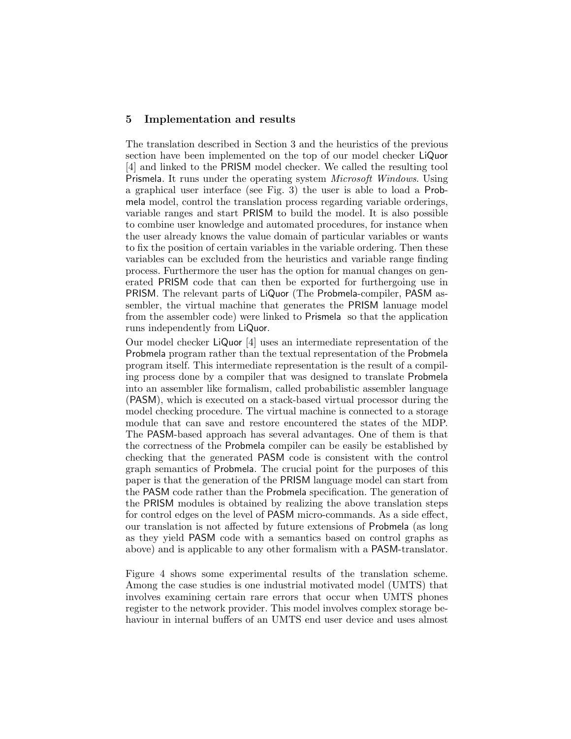## 5 Implementation and results

The translation described in Section 3 and the heuristics of the previous section have been implemented on the top of our model checker LiQuor [4] and linked to the PRISM model checker. We called the resulting tool Prismela. It runs under the operating system *Microsoft Windows*. Using a graphical user interface (see Fig. 3) the user is able to load a Probmela model, control the translation process regarding variable orderings, variable ranges and start PRISM to build the model. It is also possible to combine user knowledge and automated procedures, for instance when the user already knows the value domain of particular variables or wants to fix the position of certain variables in the variable ordering. Then these variables can be excluded from the heuristics and variable range finding process. Furthermore the user has the option for manual changes on generated PRISM code that can then be exported for furthergoing use in PRISM. The relevant parts of LiQuor (The Probmela-compiler, PASM assembler, the virtual machine that generates the PRISM lanuage model from the assembler code) were linked to Prismela so that the application runs independently from LiQuor.

Our model checker LiQuor [4] uses an intermediate representation of the Probmela program rather than the textual representation of the Probmela program itself. This intermediate representation is the result of a compiling process done by a compiler that was designed to translate Probmela into an assembler like formalism, called probabilistic assembler language (PASM), which is executed on a stack-based virtual processor during the model checking procedure. The virtual machine is connected to a storage module that can save and restore encountered the states of the MDP. The PASM-based approach has several advantages. One of them is that the correctness of the Probmela compiler can be easily be established by checking that the generated PASM code is consistent with the control graph semantics of Probmela. The crucial point for the purposes of this paper is that the generation of the PRISM language model can start from the PASM code rather than the Probmela specification. The generation of the PRISM modules is obtained by realizing the above translation steps for control edges on the level of PASM micro-commands. As a side effect, our translation is not affected by future extensions of Probmela (as long as they yield PASM code with a semantics based on control graphs as above) and is applicable to any other formalism with a PASM-translator.

Figure 4 shows some experimental results of the translation scheme. Among the case studies is one industrial motivated model (UMTS) that involves examining certain rare errors that occur when UMTS phones register to the network provider. This model involves complex storage behaviour in internal buffers of an UMTS end user device and uses almost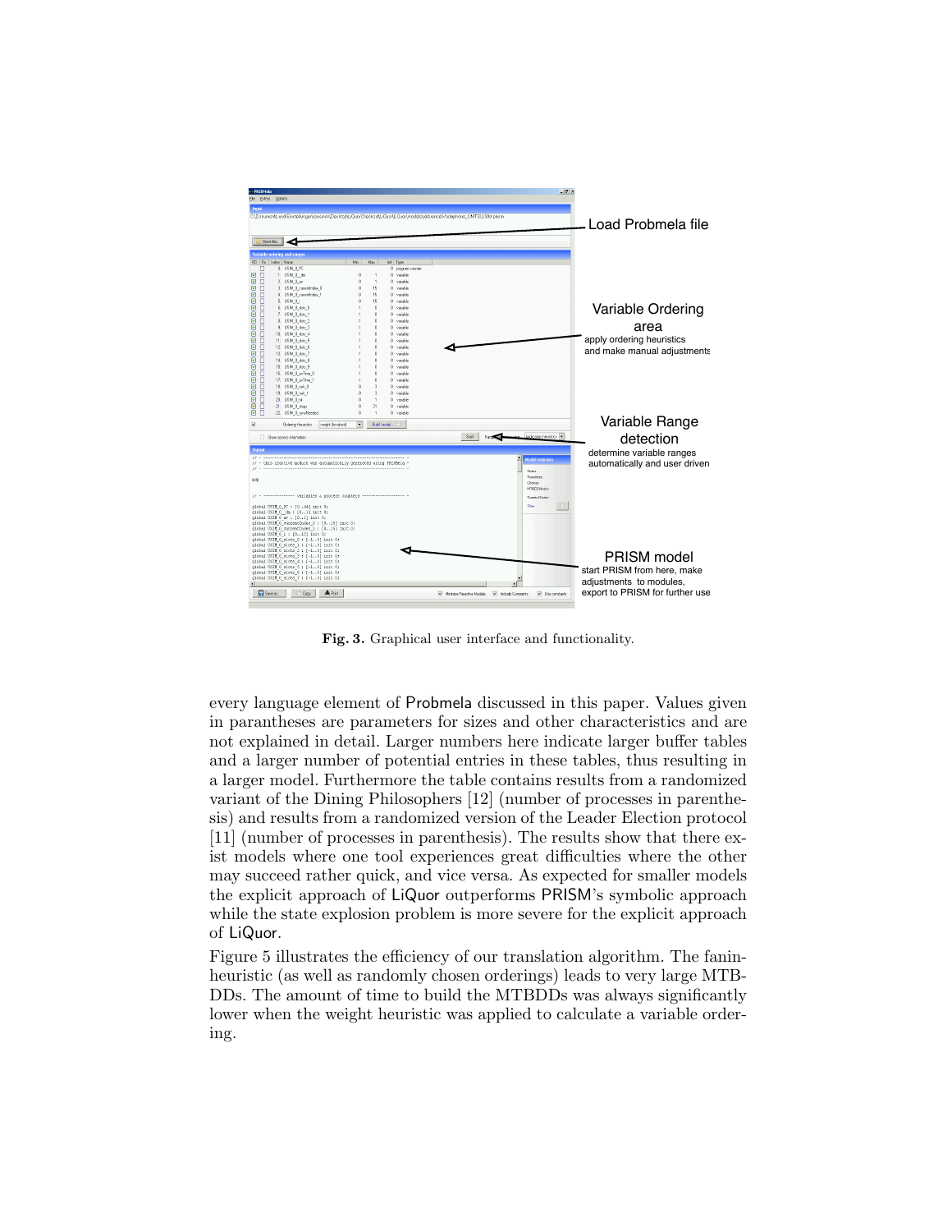Fig. 3. Graphical user interface and functionality.

every language element of Probmela discussed in this paper. Values given in parantheses are parameters for sizes and other characteristics and are not explained in detail. Larger numbers here indicate larger buffer tables and a larger number of potential entries in these tables, thus resulting in a larger model. Furthermore the table contains results from a randomized variant of the Dining Philosophers [12] (number of processes in parenthesis) and results from a randomized version of the Leader Election protocol [11] (number of processes in parenthesis). The results show that there exist models where one tool experiences great difficulties where the other may succeed rather quick, and vice versa. As expected for smaller models the explicit approach of LiQuor outperforms PRISM's symbolic approach while the state explosion problem is more severe for the explicit approach of LiQuor.

Figure 5 illustrates the efficiency of our translation algorithm. The fanin-heuristic (as well as randomly chosen orderings) leads to very large MTBDDs. The amount of time to build the MTBDDs was always significantly lower when the weight heuristic was applied to calculate a variable ordering.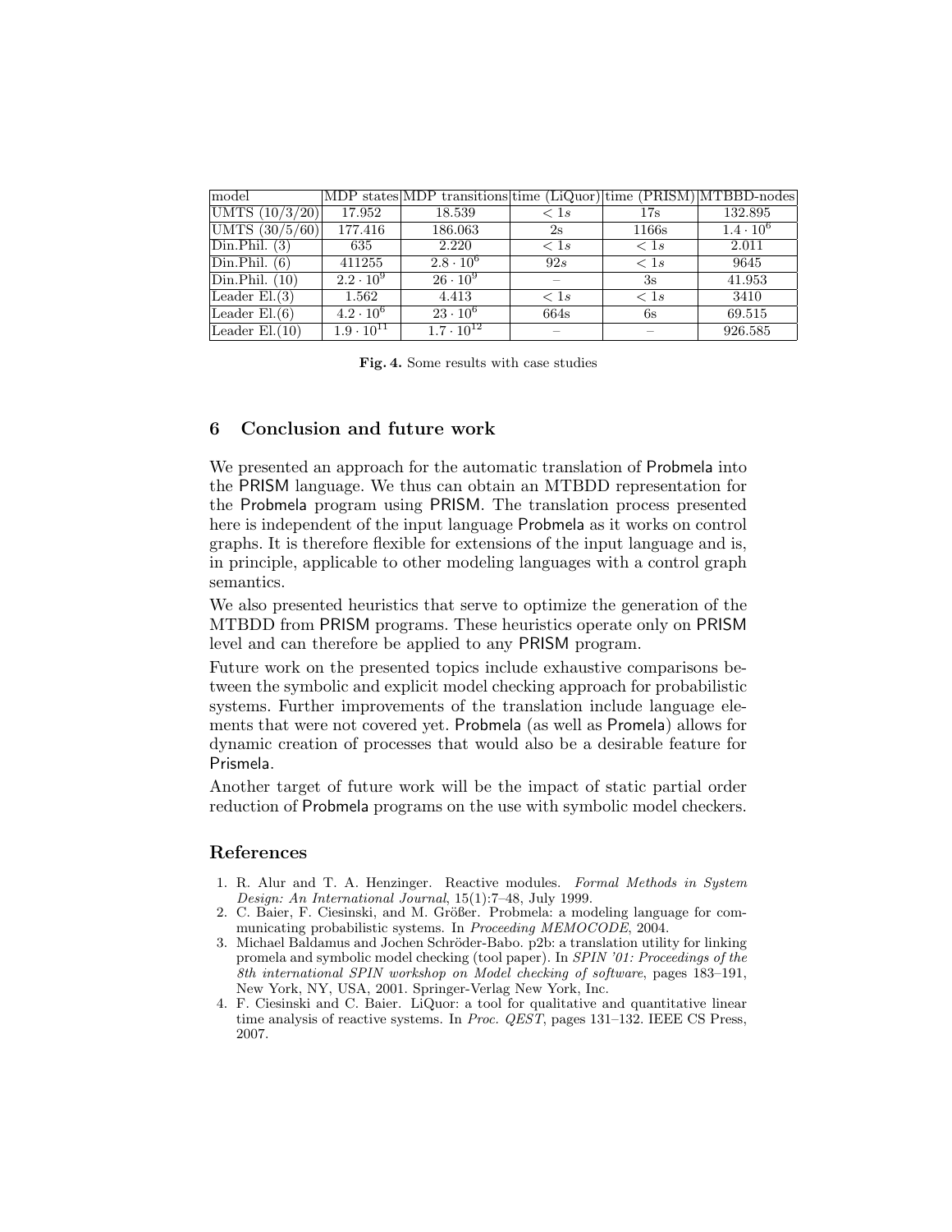| model | MDP states | MDP transitions | time (LiQuor) | time (PRISM) | MTBBD-nodes |
| --- | --- | --- | --- | --- | --- |
| UMTS (10/3/20) | 17.952 | 18.539 | $< 1s$ | 17s | 132.895 |
| UMTS (30/5/60) | 177.416 | 186.063 | 2s | 1166s | $1.4 \cdot 10^6$ |
| Din.Phil. (3) | 635 | 2.220 | $< 1s$ | $< 1s$ | 2.011 |
| Din.Phil. (6) | 411255 | $2.8 \cdot 10^6$ | $92s$ | $< 1s$ | 9645 |
| Din.Phil. (10) | $2.2 \cdot 10^9$ | $26 \cdot 10^9$ | – | 3s | 41.953 |
| Leader El.(3) | 1.562 | 4.413 | $< 1s$ | $< 1s$ | 3410 |
| Leader El.(6) | $4.2 \cdot 10^6$ | $23 \cdot 10^6$ | 664s | 6s | 69.515 |
| Leader El.(10) | $1.9 \cdot 10^{11}$ | $1.7 \cdot 10^{12}$ | – | – | 926.585 |

**Fig. 4.** Some results with case studies

## 6 Conclusion and future work

We presented an approach for the automatic translation of Probmela into the PRISM language. We thus can obtain an MTBDD representation for the Probmela program using PRISM. The translation process presented here is independent of the input language Probmela as it works on control graphs. It is therefore flexible for extensions of the input language and is, in principle, applicable to other modeling languages with a control graph semantics.

We also presented heuristics that serve to optimize the generation of the MTBDD from PRISM programs. These heuristics operate only on PRISM level and can therefore be applied to any PRISM program.

Future work on the presented topics include exhaustive comparisons between the symbolic and explicit model checking approach for probabilistic systems. Further improvements of the translation include language elements that were not covered yet. Probmela (as well as Promela) allows for dynamic creation of processes that would also be a desirable feature for Prismela.

Another target of future work will be the impact of static partial order reduction of Probmela programs on the use with symbolic model checkers.

## References

1. R. Alur and T. A. Henzinger. Reactive modules. *Formal Methods in System Design: An International Journal*, 15(1):7–48, July 1999.
2. C. Baier, F. Ciesinski, and M. Größer. Probmela: a modeling language for communicating probabilistic systems. In *Proceeding MEMOCODE*, 2004.
3. Michael Baldamus and Jochen Schröder-Babo. p2b: a translation utility for linking promela and symbolic model checking (tool paper). In *SPIN '01: Proceedings of the 8th international SPIN workshop on Model checking of software*, pages 183–191, New York, NY, USA, 2001. Springer-Verlag New York, Inc.
4. F. Ciesinski and C. Baier. LiQuor: a tool for qualitative and quantitative linear time analysis of reactive systems. In *Proc. QEST*, pages 131–132. IEEE CS Press, 2007.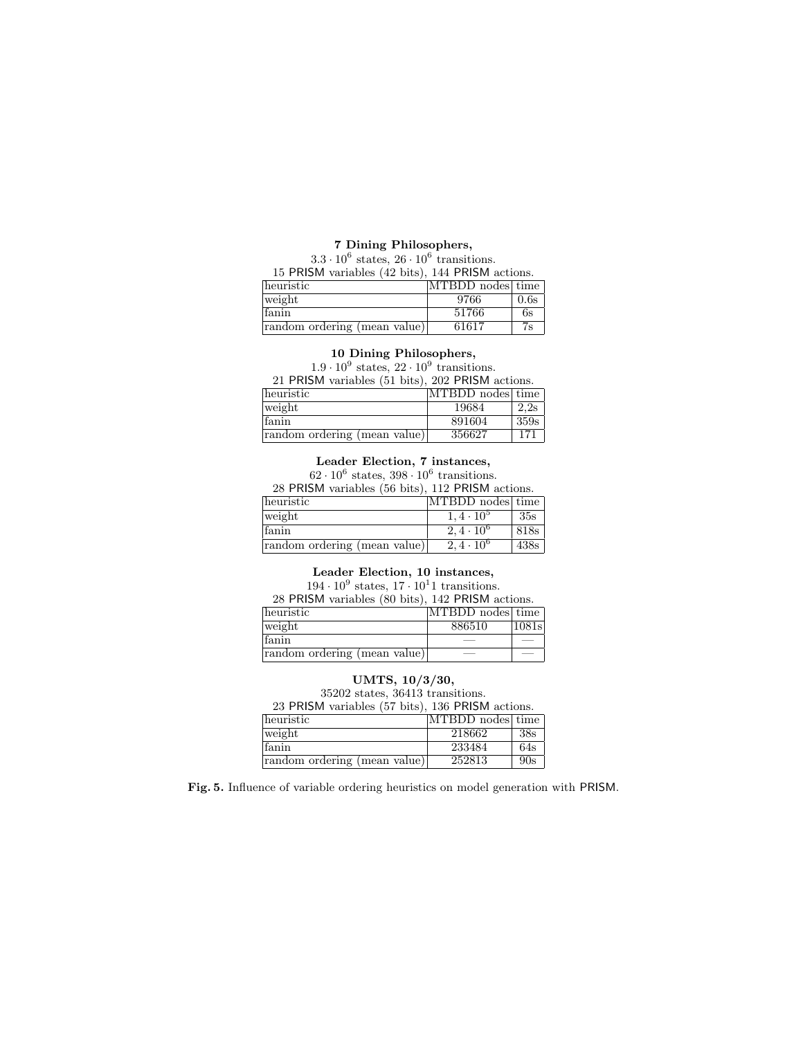**7 Dining Philosophers,**

$3.3 \cdot 10^6$ states, $26 \cdot 10^6$ transitions.

15 PRISM variables (42 bits), 144 PRISM actions.

| heuristic | MTBDD nodes | time |
|---|---|---|
| weight | 9766 | 0.6s |
| fanin | 51766 | 6s |
| random ordering (mean value) | 61617 | 7s |

**10 Dining Philosophers,**

$1.9 \cdot 10^9$ states, $22 \cdot 10^9$ transitions.

21 PRISM variables (51 bits), 202 PRISM actions.

| heuristic | MTBDD nodes | time |
|---|---|---|
| weight | 19684 | 2,2s |
| fanin | 891604 | 359s |
| random ordering (mean value) | 356627 | 171 |

**Leader Election, 7 instances,**

$62 \cdot 10^6$ states, $398 \cdot 10^6$ transitions.

28 PRISM variables (56 bits), 112 PRISM actions.

| heuristic | MTBDD nodes | time |
|---|---|---|
| weight | $1,4 \cdot 10^5$ | 35s |
| fanin | $2,4 \cdot 10^6$ | 818s |
| random ordering (mean value) | $2,4 \cdot 10^6$ | 438s |

**Leader Election, 10 instances,**

$194 \cdot 10^9$ states, $17 \cdot 10^1 1$ transitions.

28 PRISM variables (80 bits), 142 PRISM actions.

| heuristic | MTBDD nodes | time |
|---|---|---|
| weight | 886510 | 1081s |
| fanin | — | — |
| random ordering (mean value) | — | — |

**UMTS, 10/3/30,**

35202 states, 36413 transitions.

23 PRISM variables (57 bits), 136 PRISM actions.

| heuristic | MTBDD nodes | time |
|---|---|---|
| weight | 218662 | 38s |
| fanin | 233484 | 64s |
| random ordering (mean value) | 252813 | 90s |

**Fig. 5.** Influence of variable ordering heuristics on model generation with PRISM.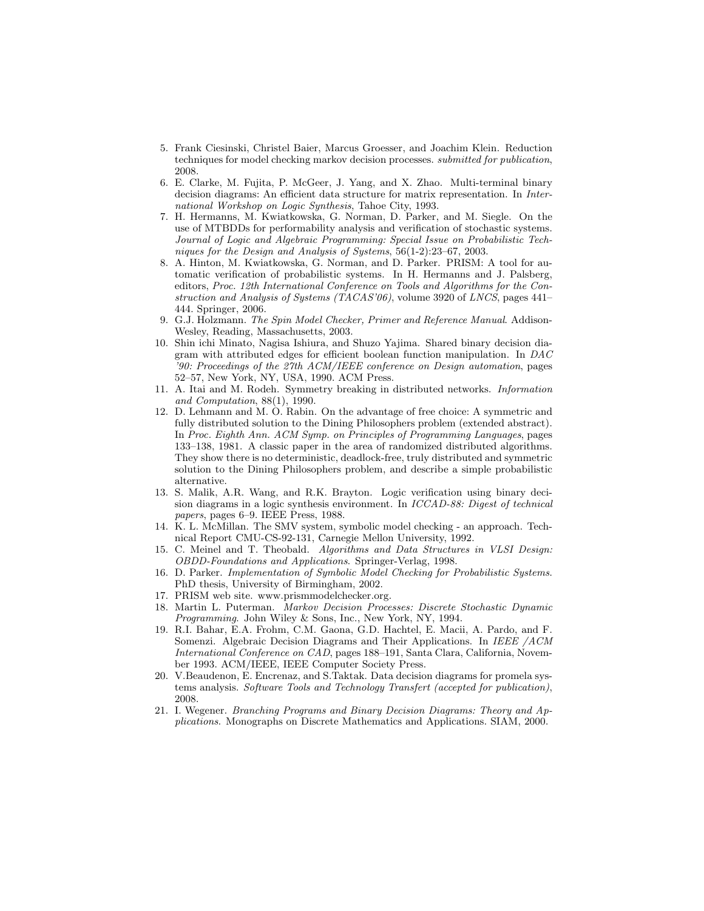5. Frank Ciesinski, Christel Baier, Marcus Groesser, and Joachim Klein. Reduction techniques for model checking markov decision processes. *submitted for publication*, 2008.
6. E. Clarke, M. Fujita, P. McGeer, J. Yang, and X. Zhao. Multi-terminal binary decision diagrams: An efficient data structure for matrix representation. In *International Workshop on Logic Synthesis*, Tahoe City, 1993.
7. H. Hermanns, M. Kwiatkowska, G. Norman, D. Parker, and M. Siegle. On the use of MTBDDs for performability analysis and verification of stochastic systems. *Journal of Logic and Algebraic Programming: Special Issue on Probabilistic Techniques for the Design and Analysis of Systems*, 56(1-2):23–67, 2003.
8. A. Hinton, M. Kwiatkowska, G. Norman, and D. Parker. PRISM: A tool for automatic verification of probabilistic systems. In H. Hermanns and J. Palsberg, editors, *Proc. 12th International Conference on Tools and Algorithms for the Construction and Analysis of Systems (TACAS'06)*, volume 3920 of *LNCS*, pages 441–444. Springer, 2006.
9. G.J. Holzmann. *The Spin Model Checker, Primer and Reference Manual*. Addison-Wesley, Reading, Massachusetts, 2003.
10. Shin ichi Minato, Nagisa Ishiura, and Shuzo Yajima. Shared binary decision diagram with attributed edges for efficient boolean function manipulation. In *DAC '90: Proceedings of the 27th ACM/IEEE conference on Design automation*, pages 52–57, New York, NY, USA, 1990. ACM Press.
11. A. Itai and M. Rodeh. Symmetry breaking in distributed networks. *Information and Computation*, 88(1), 1990.
12. D. Lehmann and M. O. Rabin. On the advantage of free choice: A symmetric and fully distributed solution to the Dining Philosophers problem (extended abstract). In *Proc. Eighth Ann. ACM Symp. on Principles of Programming Languages*, pages 133–138, 1981. A classic paper in the area of randomized distributed algorithms. They show there is no deterministic, deadlock-free, truly distributed and symmetric solution to the Dining Philosophers problem, and describe a simple probabilistic alternative.
13. S. Malik, A.R. Wang, and R.K. Brayton. Logic verification using binary decision diagrams in a logic synthesis environment. In *ICCAD-88: Digest of technical papers*, pages 6–9. IEEE Press, 1988.
14. K. L. McMillan. The SMV system, symbolic model checking - an approach. Technical Report CMU-CS-92-131, Carnegie Mellon University, 1992.
15. C. Meinel and T. Theobald. *Algorithms and Data Structures in VLSI Design: OBDD-Foundations and Applications*. Springer-Verlag, 1998.
16. D. Parker. *Implementation of Symbolic Model Checking for Probabilistic Systems*. PhD thesis, University of Birmingham, 2002.
17. PRISM web site. www.prismmodelchecker.org.
18. Martin L. Puterman. *Markov Decision Processes: Discrete Stochastic Dynamic Programming*. John Wiley & Sons, Inc., New York, NY, 1994.
19. R.I. Bahar, E.A. Frohm, C.M. Gaona, G.D. Hachtel, E. Macii, A. Pardo, and F. Somenzi. Algebraic Decision Diagrams and Their Applications. In *IEEE /ACM International Conference on CAD*, pages 188–191, Santa Clara, California, November 1993. ACM/IEEE, IEEE Computer Society Press.
20. V.Beaudenon, E. Encrenaz, and S.Taktak. Data decision diagrams for promela systems analysis. *Software Tools and Technology Transfert (accepted for publication)*, 2008.
21. I. Wegener. *Branching Programs and Binary Decision Diagrams: Theory and Applications*. Monographs on Discrete Mathematics and Applications. SIAM, 2000.